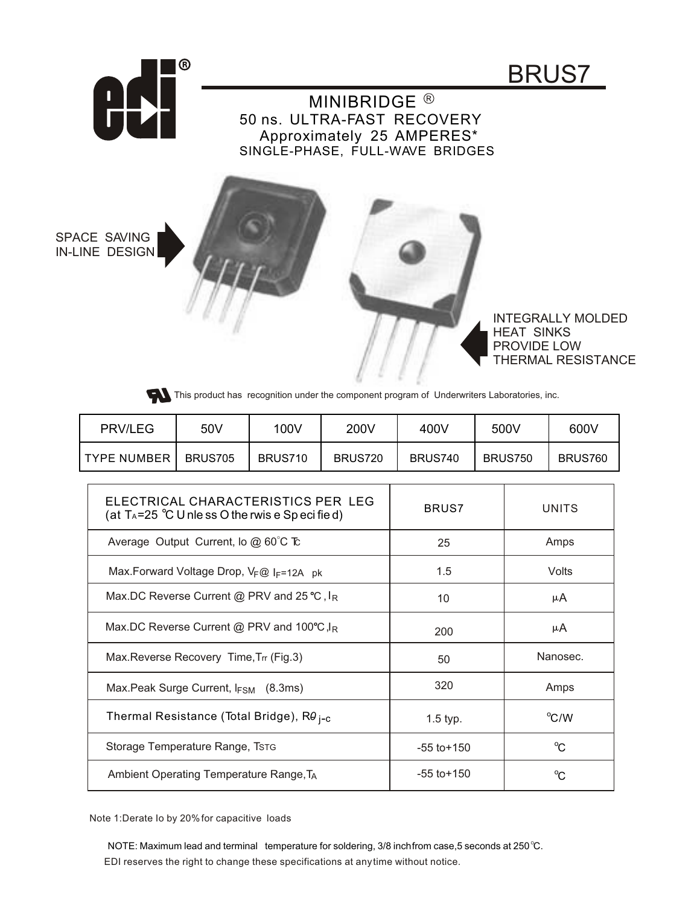# BRUS7

## MINIBRIDGE ®

### 50 ns. ULTRA-FAST RECOVERY
### Approximately 25 AMPERES*
### SINGLE-PHASE, FULL-WAVE BRIDGES

SPACE SAVING IN-LINE DESIGN

INTEGRALLY MOLDED HEAT SINKS PROVIDE LOW THERMAL RESISTANCE

This product has recognition under the component program of Underwriters Laboratories, inc.

| PRV/LEG | 50V | 100V | 200V | 400V | 500V | 600V |
|---|---|---|---|---|---|---|
| TYPE NUMBER | BRUS705 | BRUS710 | BRUS720 | BRUS740 | BRUS750 | BRUS760 |

| ELECTRICAL CHARACTERISTICS PER LEG (at $T_A$=25 °C Unless Otherwise Specified) | BRUS7 | UNITS |
|---|---|---|
| Average Output Current, Io @ 60°C $T_C$ | 25 | Amps |
| Max.Forward Voltage Drop, $V_F$@ $I_F$=12A pk | 1.5 | Volts |
| Max.DC Reverse Current @ PRV and 25 °C , $I_R$ | 10 | µA |
| Max.DC Reverse Current @ PRV and 100°C,$I_R$ | 200 | µA |
| Max.Reverse Recovery Time,$T_{rr}$ (Fig.3) | 50 | Nanosec. |
| Max.Peak Surge Current, $I_{FSM}$ (8.3ms) | 320 | Amps |
| Thermal Resistance (Total Bridge), $R\theta_{j-c}$ | 1.5 typ. | °C/W |
| Storage Temperature Range, $T_{STG}$ | -55 to+150 | °C |
| Ambient Operating Temperature Range,$T_A$ | -55 to+150 | °C |

Note 1:Derate Io by 20% for capacitive loads

NOTE: Maximum lead and terminal temperature for soldering, 3/8 inch from case,5 seconds at 250 °C.

EDI reserves the right to change these specifications at any time without notice.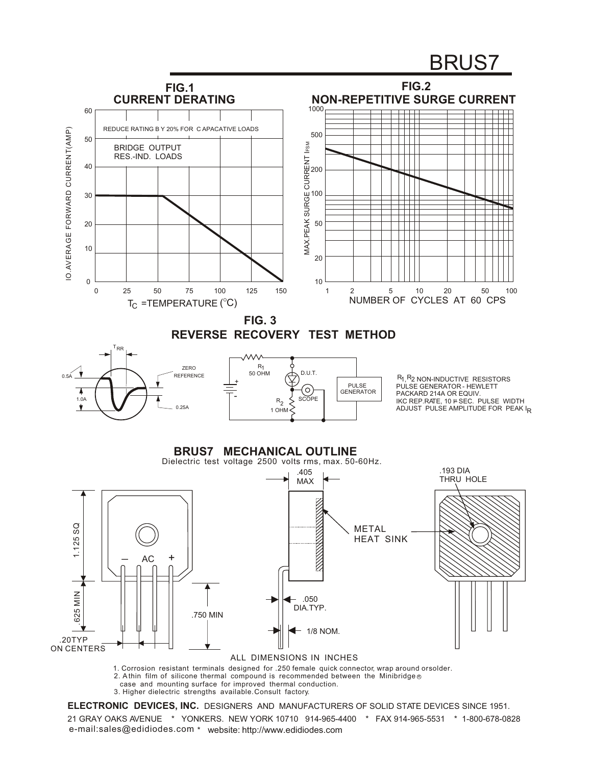# BRUS7

## FIG.1 CURRENT DERATING

REDUCE RATING BY 20% FOR CAPACATIVE LOADS

BRIDGE OUTPUT
RES.-IND. LOADS

IO.AVERAGE FORWARD CURRENT(AMP)

60
50
40
30
20
10
0

0 25 50 75 100 125 150

$T_C$ =TEMPERATURE (°C)

## FIG.2 NON-REPETITIVE SURGE CURRENT

MAX.PEAK SURGE CURRENT $I_{FSM}$

1000
500
200
100
50
20
10

1 2 5 10 20 50 100

NUMBER OF CYCLES AT 60 CPS

## FIG. 3 REVERSE RECOVERY TEST METHOD

$T_{RR}$

0.5A
1.0A
ZERO REFERENCE
0.25A

$R_1$ 50 OHM
D.U.T.
$R_2$ 1 OHM
SCOPE
PULSE GENERATOR

$R_1$, $R_2$ NON-INDUCTIVE RESISTORS
PULSE GENERATOR - HEWLETT PACKARD 214A OR EQUIV.
IKC REP.RATE, 10 μ SEC. PULSE WIDTH
ADJUST PULSE AMPLITUDE FOR PEAK $I_R$

## BRUS7 MECHANICAL OUTLINE

Dielectric test voltage 2500 volts rms, max. 50-60Hz.

1.125 SQ
.625 MIN
.20TYP ON CENTERS
— AC +
.750 MIN
.405 MAX
.050 DIA.TYP.
1/8 NOM.
METAL HEAT SINK
.193 DIA THRU HOLE

ALL DIMENSIONS IN INCHES

1. Corrosion resistant terminals designed for .250 female quick connector, wrap around orsolder.
2. A thin film of silicone thermal compound is recommended between the Minibridge® case and mounting surface for improved thermal conduction.
3. Higher dielectric strengths available. Consult factory.

**ELECTRONIC DEVICES, INC.** DESIGNERS AND MANUFACTURERS OF SOLID STATE DEVICES SINCE 1951.
21 GRAY OAKS AVENUE * YONKERS. NEW YORK 10710 914-965-4400 * FAX 914-965-5531 * 1-800-678-0828
e-mail:sales@edidiodes.com * website: http://www.edidiodes.com